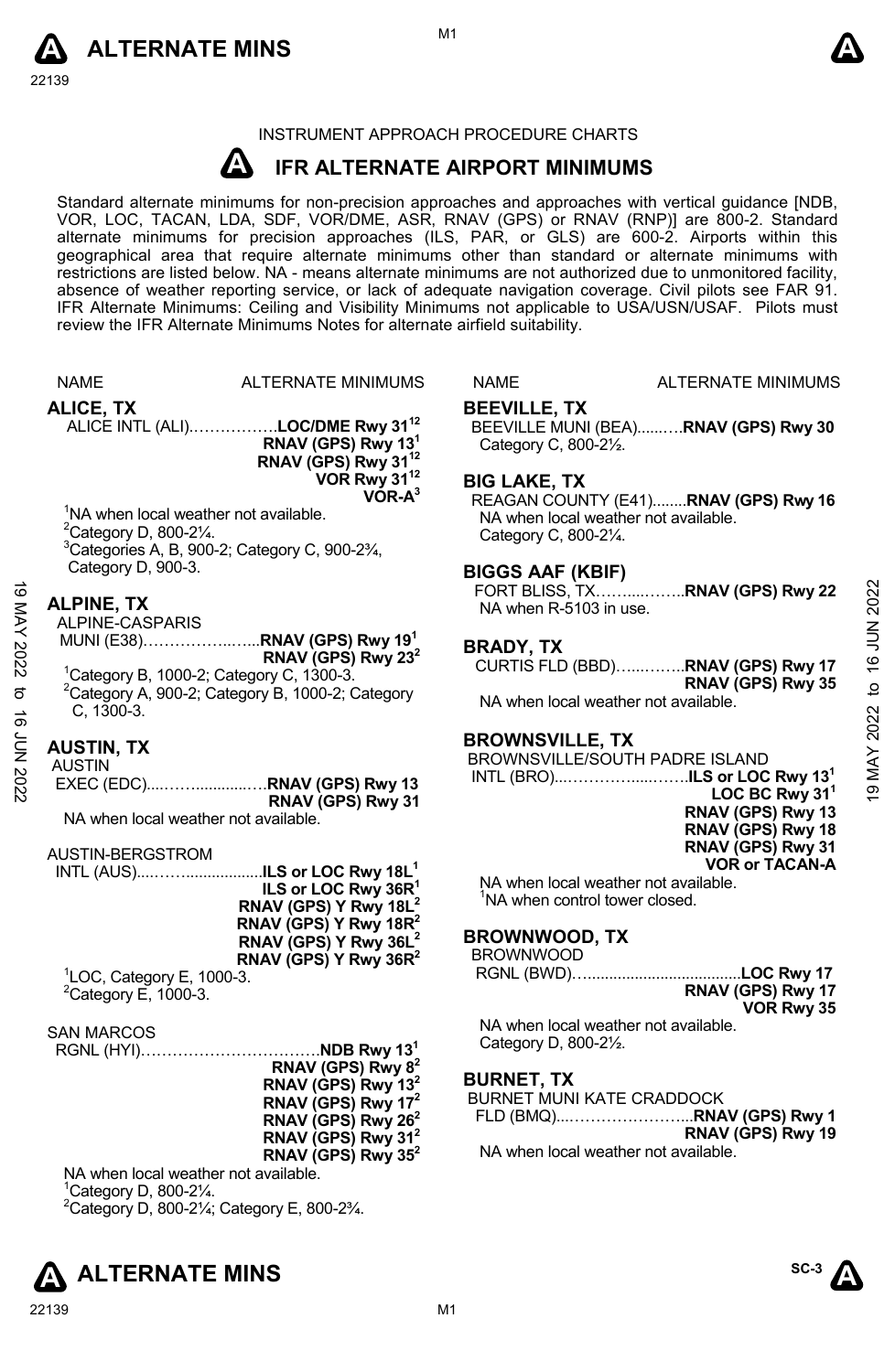INSTRUMENT APPROACH PROCEDURE CHARTS

# IFR ALTERNATE AIRPORT MINIMUMS

Standard alternate minimums for non-precision approaches and approaches with vertical guidance [NDB, VOR, LOC, TACAN, LDA, SDF, VOR/DME, ASR, RNAV (GPS) or RNAV (RNP)] are 800-2. Standard alternate minimums for precision approaches (ILS, PAR, or GLS) are 600-2. Airports within this geographical area that require alternate minimums other than standard or alternate minimums with restrictions are listed below. NA - means alternate minimums are not authorized due to unmonitored facility, absence of weather reporting service, or lack of adequate navigation coverage. Civil pilots see FAR 91. IFR Alternate Minimums: Ceiling and Visibility Minimums not applicable to USA/USN/USAF. Pilots must review the IFR Alternate Minimums Notes for alternate airfield suitability.

NAME — ALTERNATE MINIMUMS

## ALICE, TX

ALICE INTL (ALI)……………..**LOC/DME Rwy 31**[12]
**RNAV (GPS) Rwy 13**[1]
**RNAV (GPS) Rwy 31**[12]
**VOR Rwy 31**[12]
**VOR-A**[3]

[1]NA when local weather not available.
[2]Category D, 800-2¼.
[3]Categories A, B, 900-2; Category C, 900-2¾, Category D, 900-3.

## ALPINE, TX

ALPINE-CASPARIS MUNI (E38)……………..…...**RNAV (GPS) Rwy 19**[1]
**RNAV (GPS) Rwy 23**[2]

[1]Category B, 1000-2; Category C, 1300-3.
[2]Category A, 900-2; Category B, 1000-2; Category C, 1300-3.

## AUSTIN, TX

AUSTIN EXEC (EDC)....……............…**RNAV (GPS) Rwy 13**
**RNAV (GPS) Rwy 31**

NA when local weather not available.

AUSTIN-BERGSTROM INTL (AUS)....…….................**ILS or LOC Rwy 18L**[1]
**ILS or LOC Rwy 36R**[1]
**RNAV (GPS) Y Rwy 18L**[2]
**RNAV (GPS) Y Rwy 18R**[2]
**RNAV (GPS) Y Rwy 36L**[2]
**RNAV (GPS) Y Rwy 36R**[2]

[1]LOC, Category E, 1000-3.
[2]Category E, 1000-3.

SAN MARCOS RGNL (HYI)………………………….……**NDB Rwy 13**[1]
**RNAV (GPS) Rwy 8**[2]
**RNAV (GPS) Rwy 13**[2]
**RNAV (GPS) Rwy 17**[2]
**RNAV (GPS) Rwy 26**[2]
**RNAV (GPS) Rwy 31**[2]
**RNAV (GPS) Rwy 35**[2]

NA when local weather not available.
[1]Category D, 800-2¼.
[2]Category D, 800-2¼; Category E, 800-2¾.

## BEEVILLE, TX

BEEVILLE MUNI (BEA)......….**RNAV (GPS) Rwy 30**
Category C, 800-2½.

## BIG LAKE, TX

REAGAN COUNTY (E41)........**RNAV (GPS) Rwy 16**
NA when local weather not available.
Category C, 800-2¼.

## BIGGS AAF (KBIF)

FORT BLISS, TX……....……..**RNAV (GPS) Rwy 22**
NA when R-5103 in use.

## BRADY, TX

CURTIS FLD (BBD)…...……..**RNAV (GPS) Rwy 17**
**RNAV (GPS) Rwy 35**

NA when local weather not available.

## BROWNSVILLE, TX

BROWNSVILLE/SOUTH PADRE ISLAND INTL (BRO)...……………....…….**ILS or LOC Rwy 13**[1]
**LOC BC Rwy 31**[1]
**RNAV (GPS) Rwy 13**
**RNAV (GPS) Rwy 18**
**RNAV (GPS) Rwy 31**
**VOR or TACAN-A**

NA when local weather not available.
[1]NA when control tower closed.

## BROWNWOOD, TX

BROWNWOOD RGNL (BWD)…....................................**LOC Rwy 17**
**RNAV (GPS) Rwy 17**
**VOR Rwy 35**

NA when local weather not available.
Category D, 800-2½.

## BURNET, TX

BURNET MUNI KATE CRADDOCK FLD (BMQ)...…………………...**RNAV (GPS) Rwy 1**
**RNAV (GPS) Rwy 19**

NA when local weather not available.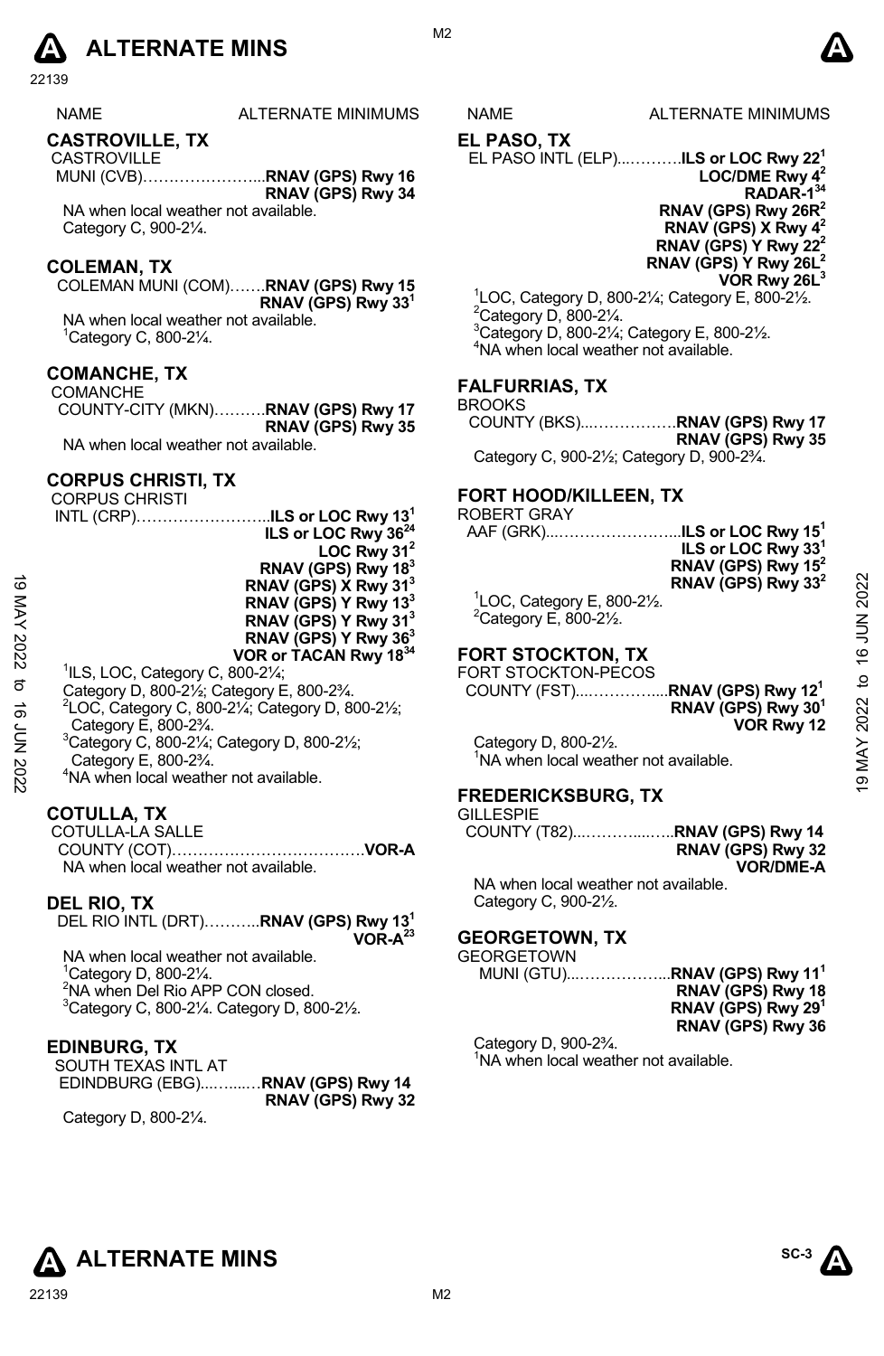# ALTERNATE MINS

NAME ALTERNATE MINIMUMS

## CASTROVILLE, TX

CASTROVILLE
MUNI (CVB)…………………...**RNAV (GPS) Rwy 16**
**RNAV (GPS) Rwy 34**

NA when local weather not available.
Category C, 900-2¼.

## COLEMAN, TX

COLEMAN MUNI (COM)…….**RNAV (GPS) Rwy 15**
**RNAV (GPS) Rwy 33[1]**

NA when local weather not available.
[1]Category C, 800-2¼.

## COMANCHE, TX

COMANCHE
COUNTY-CITY (MKN)……….**RNAV (GPS) Rwy 17**
**RNAV (GPS) Rwy 35**

NA when local weather not available.

## CORPUS CHRISTI, TX

CORPUS CHRISTI
INTL (CRP)……………………..**ILS or LOC Rwy 13[1]**
**ILS or LOC Rwy 36[24]**
**LOC Rwy 31[2]**
**RNAV (GPS) Rwy 18[3]**
**RNAV (GPS) X Rwy 31[3]**
**RNAV (GPS) Y Rwy 13[3]**
**RNAV (GPS) Y Rwy 31[3]**
**RNAV (GPS) Y Rwy 36[3]**
**VOR or TACAN Rwy 18[34]**

[1]ILS, LOC, Category C, 800-2¼;
Category D, 800-2½; Category E, 800-2¾.
[2]LOC, Category C, 800-2¼; Category D, 800-2½;
Category E, 800-2¾.
[3]Category C, 800-2¼; Category D, 800-2½;
Category E, 800-2¾.
[4]NA when local weather not available.

## COTULLA, TX

COTULLA-LA SALLE
COUNTY (COT)……………………………….**VOR-A**

NA when local weather not available.

## DEL RIO, TX

DEL RIO INTL (DRT)………..**RNAV (GPS) Rwy 13[1]**
**VOR-A[23]**

NA when local weather not available.
[1]Category D, 800-2¼.
[2]NA when Del Rio APP CON closed.
[3]Category C, 800-2¼. Category D, 800-2½.

## EDINBURG, TX

SOUTH TEXAS INTL AT
EDINDBURG (EBG)..……..…**RNAV (GPS) Rwy 14**
**RNAV (GPS) Rwy 32**

Category D, 800-2¼.

## EL PASO, TX

EL PASO INTL (ELP)...……….**ILS or LOC Rwy 22[1]**
**LOC/DME Rwy 4[2]**
**RADAR-1[34]**
**RNAV (GPS) Rwy 26R[2]**
**RNAV (GPS) X Rwy 4[2]**
**RNAV (GPS) Y Rwy 22[2]**
**RNAV (GPS) Y Rwy 26L[2]**
**VOR Rwy 26L[3]**

[1]LOC, Category D, 800-2¼; Category E, 800-2½.
[2]Category D, 800-2¼.
[3]Category D, 800-2¼; Category E, 800-2½.
[4]NA when local weather not available.

## FALFURRIAS, TX

BROOKS
COUNTY (BKS)...…………….**RNAV (GPS) Rwy 17**
**RNAV (GPS) Rwy 35**

Category C, 900-2½; Category D, 900-2¾.

## FORT HOOD/KILLEEN, TX

ROBERT GRAY
AAF (GRK)...…………………...**ILS or LOC Rwy 15[1]**
**ILS or LOC Rwy 33[1]**
**RNAV (GPS) Rwy 15[2]**
**RNAV (GPS) Rwy 33[2]**

[1]LOC, Category E, 800-2½.
[2]Category E, 800-2½.

## FORT STOCKTON, TX

FORT STOCKTON-PECOS
COUNTY (FST)....…………...**RNAV (GPS) Rwy 12[1]**
**RNAV (GPS) Rwy 30[1]**
**VOR Rwy 12**

Category D, 800-2½.
[1]NA when local weather not available.

## FREDERICKSBURG, TX

GILLESPIE
COUNTY (T82)...………....….**RNAV (GPS) Rwy 14**
**RNAV (GPS) Rwy 32**
**VOR/DME-A**

NA when local weather not available.
Category C, 900-2½.

## GEORGETOWN, TX

GEORGETOWN
MUNI (GTU)...……………...**RNAV (GPS) Rwy 11[1]**
**RNAV (GPS) Rwy 18**
**RNAV (GPS) Rwy 29[1]**
**RNAV (GPS) Rwy 36**

Category D, 900-2¾.
[1]NA when local weather not available.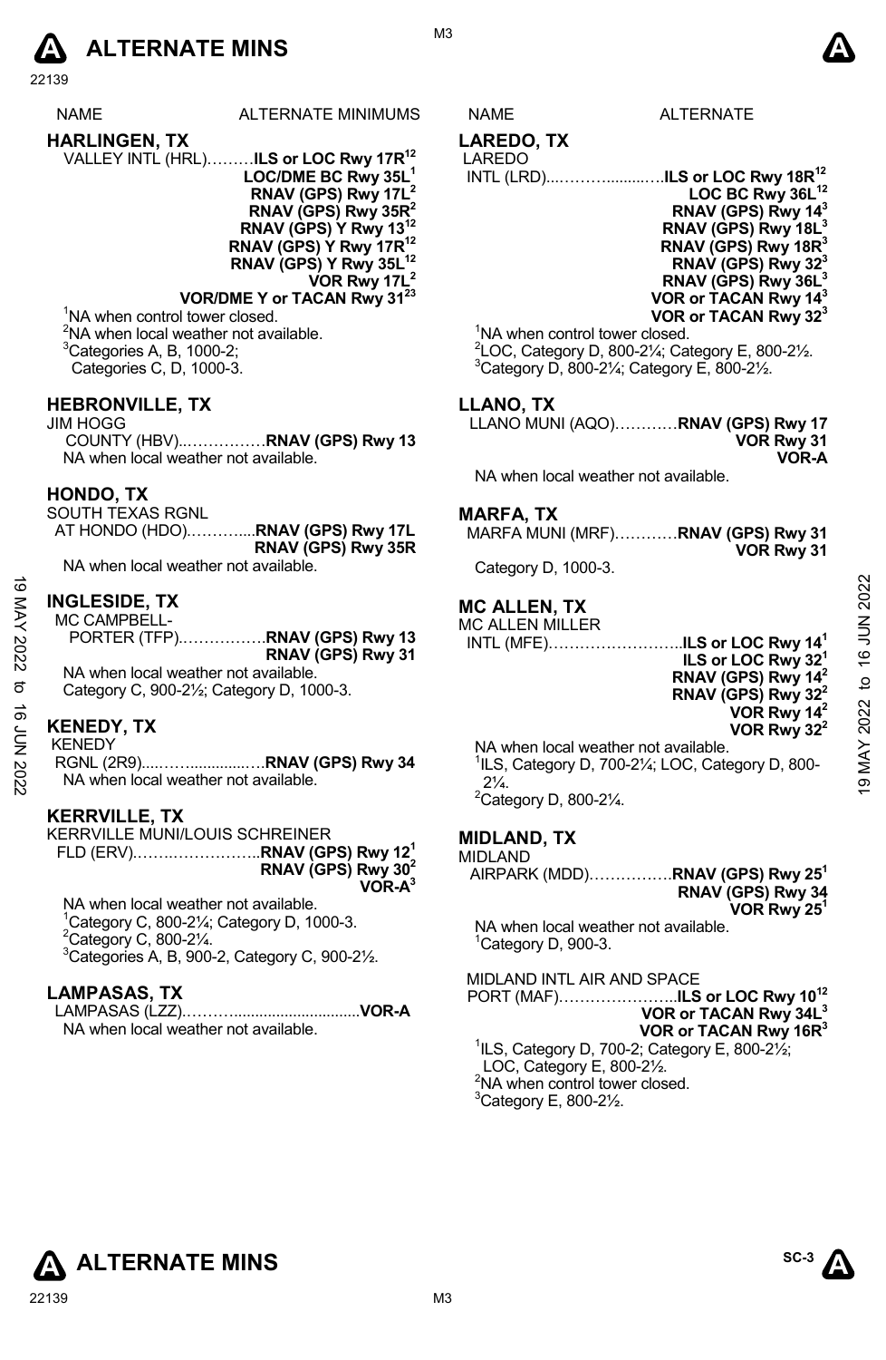# ALTERNATE MINS

| NAME | ALTERNATE MINIMUMS |
|---|---|

## HARLINGEN, TX

VALLEY INTL (HRL)………**ILS or LOC Rwy 17R**[12]
**LOC/DME BC Rwy 35L**[1]
**RNAV (GPS) Rwy 17L**[2]
**RNAV (GPS) Rwy 35R**[2]
**RNAV (GPS) Y Rwy 13**[12]
**RNAV (GPS) Y Rwy 17R**[12]
**RNAV (GPS) Y Rwy 35L**[12]
**VOR Rwy 17L**[2]
**VOR/DME Y or TACAN Rwy 31**[23]

[1]NA when control tower closed.
[2]NA when local weather not available.
[3]Categories A, B, 1000-2;
Categories C, D, 1000-3.

## HEBRONVILLE, TX

JIM HOGG
COUNTY (HBV)..……………**RNAV (GPS) Rwy 13**

NA when local weather not available.

## HONDO, TX

SOUTH TEXAS RGNL
AT HONDO (HDO)………....**RNAV (GPS) Rwy 17L**
**RNAV (GPS) Rwy 35R**

NA when local weather not available.

## INGLESIDE, TX

MC CAMPBELL-
PORTER (TFP).……………**RNAV (GPS) Rwy 13**
**RNAV (GPS) Rwy 31**

NA when local weather not available.
Category C, 900-2½; Category D, 1000-3.

## KENEDY, TX

KENEDY
RGNL (2R9)....…….............…**RNAV (GPS) Rwy 34**

NA when local weather not available.

## KERRVILLE, TX

KERRVILLE MUNI/LOUIS SCHREINER
FLD (ERV).……..……………..**RNAV (GPS) Rwy 12**[1]
**RNAV (GPS) Rwy 30**[2]
**VOR-A**[3]

NA when local weather not available.
[1]Category C, 800-2¼; Category D, 1000-3.
[2]Category C, 800-2¼.
[3]Categories A, B, 900-2, Category C, 900-2½.

## LAMPASAS, TX

LAMPASAS (LZZ).……….............................**VOR-A**

NA when local weather not available.

## LAREDO, TX

LAREDO
INTL (LRD)....……….........….**ILS or LOC Rwy 18R**[12]
**LOC BC Rwy 36L**[12]
**RNAV (GPS) Rwy 14**[3]
**RNAV (GPS) Rwy 18L**[3]
**RNAV (GPS) Rwy 18R**[3]
**RNAV (GPS) Rwy 32**[3]
**RNAV (GPS) Rwy 36L**[3]
**VOR or TACAN Rwy 14**[3]
**VOR or TACAN Rwy 32**[3]

[1]NA when control tower closed.
[2]LOC, Category D, 800-2¼; Category E, 800-2½.
[3]Category D, 800-2¼; Category E, 800-2½.

## LLANO, TX

LLANO MUNI (AQO)…………**RNAV (GPS) Rwy 17**
**VOR Rwy 31**
**VOR-A**

NA when local weather not available.

## MARFA, TX

MARFA MUNI (MRF)…………**RNAV (GPS) Rwy 31**
**VOR Rwy 31**

Category D, 1000-3.

## MC ALLEN, TX

MC ALLEN MILLER
INTL (MFE)……………………..**ILS or LOC Rwy 14**[1]
**ILS or LOC Rwy 32**[1]
**RNAV (GPS) Rwy 14**[2]
**RNAV (GPS) Rwy 32**[2]
**VOR Rwy 14**[2]
**VOR Rwy 32**[2]

NA when local weather not available.
[1]ILS, Category D, 700-2¼; LOC, Category D, 800-2¼.
[2]Category D, 800-2¼.

## MIDLAND, TX

MIDLAND
AIRPARK (MDD)…………….**RNAV (GPS) Rwy 25**[1]
**RNAV (GPS) Rwy 34**
**VOR Rwy 25**[1]

NA when local weather not available.
[1]Category D, 900-3.

MIDLAND INTL AIR AND SPACE
PORT (MAF)…………………..**ILS or LOC Rwy 10**[12]
**VOR or TACAN Rwy 34L**[3]
**VOR or TACAN Rwy 16R**[3]

[1]ILS, Category D, 700-2; Category E, 800-2½;
LOC, Category E, 800-2½.
[2]NA when control tower closed.
[3]Category E, 800-2½.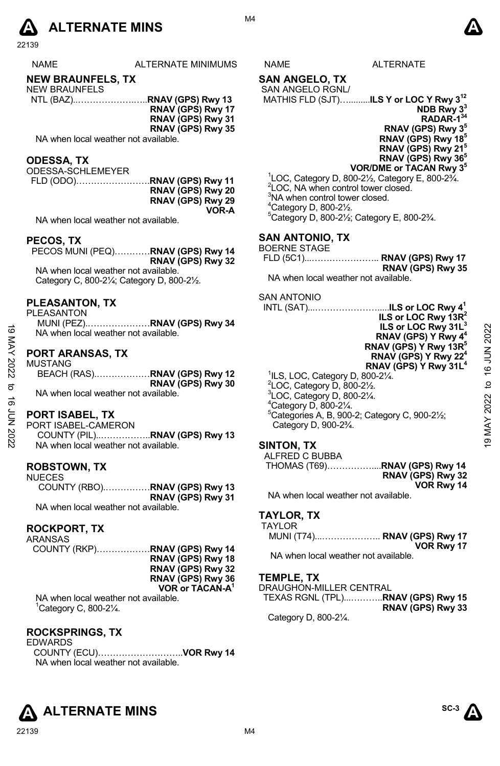# ALTERNATE MINS

| NAME | ALTERNATE MINIMUMS |
|---|---|

## NEW BRAUNFELS, TX

NEW BRAUNFELS
NTL (BAZ)........................**RNAV (GPS) Rwy 13**
**RNAV (GPS) Rwy 17**
**RNAV (GPS) Rwy 31**
**RNAV (GPS) Rwy 35**

NA when local weather not available.

## ODESSA, TX

ODESSA-SCHLEMEYER
FLD (ODO)........................**RNAV (GPS) Rwy 11**
**RNAV (GPS) Rwy 20**
**RNAV (GPS) Rwy 29**
**VOR-A**

NA when local weather not available.

## PECOS, TX

PECOS MUNI (PEQ)............**RNAV (GPS) Rwy 14**
**RNAV (GPS) Rwy 32**

NA when local weather not available.
Category C, 800-2¼; Category D, 800-2½.

## PLEASANTON, TX

PLEASANTON
MUNI (PEZ)......................**RNAV (GPS) Rwy 34**

NA when local weather not available.

## PORT ARANSAS, TX

MUSTANG
BEACH (RAS)..................**RNAV (GPS) Rwy 12**
**RNAV (GPS) Rwy 30**

NA when local weather not available.

## PORT ISABEL, TX

PORT ISABEL-CAMERON
COUNTY (PIL)..................**RNAV (GPS) Rwy 13**

NA when local weather not available.

## ROBSTOWN, TX

NUECES
COUNTY (RBO)................**RNAV (GPS) Rwy 13**
**RNAV (GPS) Rwy 31**

NA when local weather not available.

## ROCKPORT, TX

ARANSAS
COUNTY (RKP)..................**RNAV (GPS) Rwy 14**
**RNAV (GPS) Rwy 18**
**RNAV (GPS) Rwy 32**
**RNAV (GPS) Rwy 36**
**VOR or TACAN-A**[1]

NA when local weather not available.
[1]Category C, 800-2¼.

## ROCKSPRINGS, TX

EDWARDS
COUNTY (ECU)............................**VOR Rwy 14**

NA when local weather not available.

| NAME | ALTERNATE |
|---|---|

## SAN ANGELO, TX

SAN ANGELO RGNL/
MATHIS FLD (SJT)............**ILS Y or LOC Y Rwy 3**[1,2]
**NDB Rwy 3**[3]
**RADAR-1**[3,4]
**RNAV (GPS) Rwy 3**[5]
**RNAV (GPS) Rwy 18**[5]
**RNAV (GPS) Rwy 21**[5]
**RNAV (GPS) Rwy 36**[5]
**VOR/DME or TACAN Rwy 3**[5]

[1]LOC, Category D, 800-2½, Category E, 800-2¾.
[2]LOC, NA when control tower closed.
[3]NA when control tower closed.
[4]Category D, 800-2½.
[5]Category D, 800-2½; Category E, 800-2¾.

## SAN ANTONIO, TX

BOERNE STAGE
FLD (5C1)........................ **RNAV (GPS) Rwy 17**
**RNAV (GPS) Rwy 35**

NA when local weather not available.

SAN ANTONIO
INTL (SAT)..........................**ILS or LOC Rwy 4**[1]
**ILS or LOC Rwy 13R**[2]
**ILS or LOC Rwy 31L**[3]
**RNAV (GPS) Y Rwy 4**[4]
**RNAV (GPS) Y Rwy 13R**[5]
**RNAV (GPS) Y Rwy 22**[4]
**RNAV (GPS) Y Rwy 31L**[4]

[1]ILS, LOC, Category D, 800-2¼.
[2]LOC, Category D, 800-2½.
[3]LOC, Category D, 800-2¼.
[4]Category D, 800-2¼.
[5]Categories A, B, 900-2; Category C, 900-2½; Category D, 900-2¾.

## SINTON, TX

ALFRED C BUBBA
THOMAS (T69)....................**RNAV (GPS) Rwy 14**
**RNAV (GPS) Rwy 32**
**VOR Rwy 14**

NA when local weather not available.

## TAYLOR, TX

TAYLOR
MUNI (T74)........................ **RNAV (GPS) Rwy 17**
**VOR Rwy 17**

NA when local weather not available.

## TEMPLE, TX

DRAUGHON-MILLER CENTRAL
TEXAS RGNL (TPL)..............**RNAV (GPS) Rwy 15**
**RNAV (GPS) Rwy 33**

Category D, 800-2¼.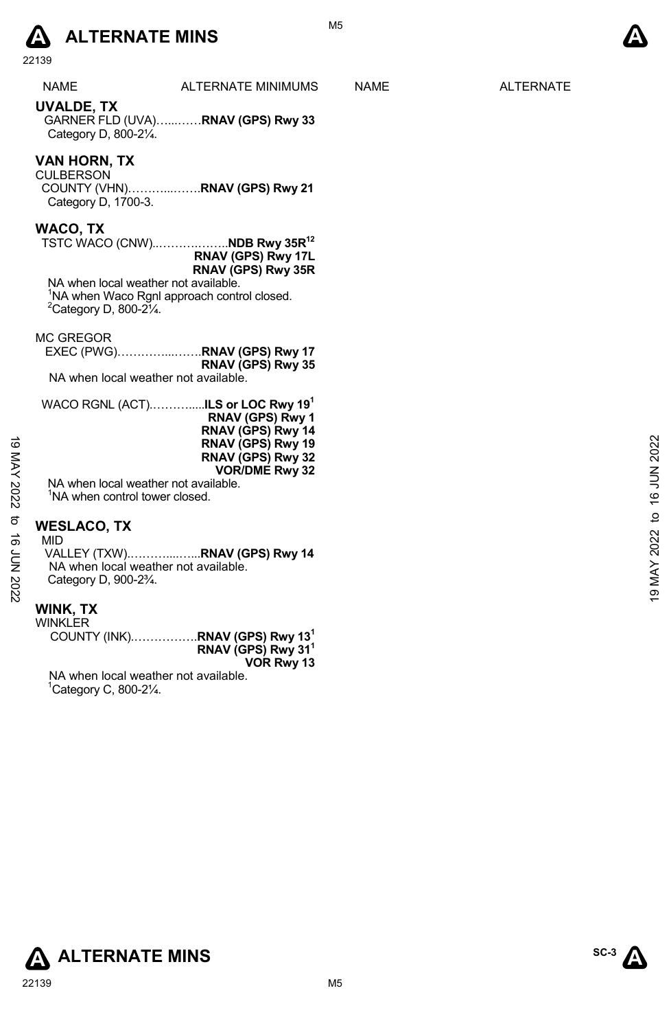# ALTERNATE MINS

| NAME | ALTERNATE MINIMUMS | NAME | ALTERNATE |
|---|---|---|---|

## UVALDE, TX

GARNER FLD (UVA)…...……**RNAV (GPS) Rwy 33**

Category D, 800-2¼.

## VAN HORN, TX

CULBERSON COUNTY (VHN)………...…….**RNAV (GPS) Rwy 21**

Category D, 1700-3.

## WACO, TX

TSTC WACO (CNW)..…………..…..**NDB Rwy 35R**[1,2]
**RNAV (GPS) Rwy 17L**
**RNAV (GPS) Rwy 35R**

NA when local weather not available.
[1]NA when Waco Rgnl approach control closed.
[2]Category D, 800-2¼.

MC GREGOR EXEC (PWG)…………...…….**RNAV (GPS) Rwy 17**
**RNAV (GPS) Rwy 35**

NA when local weather not available.

WACO RGNL (ACT).………......**ILS or LOC Rwy 19**[1]
**RNAV (GPS) Rwy 1**
**RNAV (GPS) Rwy 14**
**RNAV (GPS) Rwy 19**
**RNAV (GPS) Rwy 32**
**VOR/DME Rwy 32**

NA when local weather not available.
[1]NA when control tower closed.

## WESLACO, TX

MID VALLEY (TXW).………...…...**RNAV (GPS) Rwy 14**

NA when local weather not available.
Category D, 900-2¾.

## WINK, TX

WINKLER COUNTY (INK).……………..**RNAV (GPS) Rwy 13**[1]
**RNAV (GPS) Rwy 31**[1]
**VOR Rwy 13**

NA when local weather not available.
[1]Category C, 800-2¼.